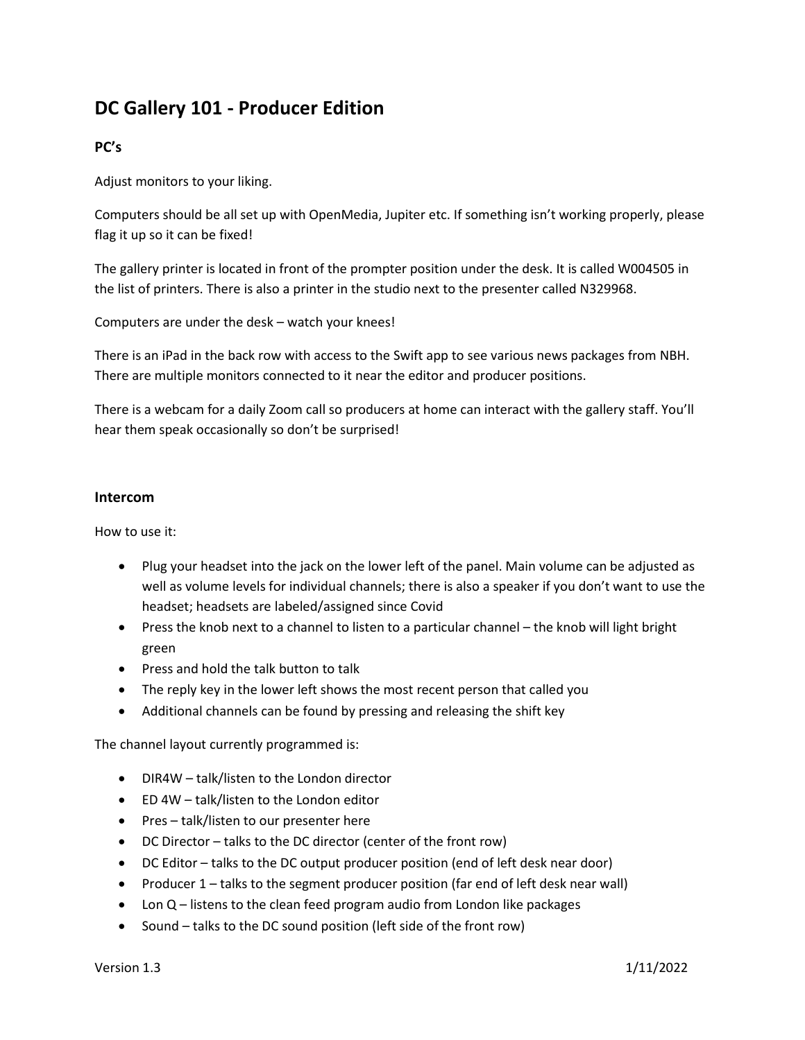# DC Gallery 101 - Producer Edition

## PC's

Adjust monitors to your liking.

Computers should be all set up with OpenMedia, Jupiter etc. If something isn't working properly, please flag it up so it can be fixed!

The gallery printer is located in front of the prompter position under the desk. It is called W004505 in the list of printers. There is also a printer in the studio next to the presenter called N329968.

Computers are under the desk – watch your knees!

There is an iPad in the back row with access to the Swift app to see various news packages from NBH. There are multiple monitors connected to it near the editor and producer positions.

There is a webcam for a daily Zoom call so producers at home can interact with the gallery staff. You'll hear them speak occasionally so don't be surprised!

## Intercom

How to use it:

- Plug your headset into the jack on the lower left of the panel. Main volume can be adjusted as well as volume levels for individual channels; there is also a speaker if you don't want to use the headset; headsets are labeled/assigned since Covid
- Press the knob next to a channel to listen to a particular channel – the knob will light bright green
- Press and hold the talk button to talk
- The reply key in the lower left shows the most recent person that called you
- Additional channels can be found by pressing and releasing the shift key

The channel layout currently programmed is:

- DIR4W – talk/listen to the London director
- ED 4W – talk/listen to the London editor
- Pres – talk/listen to our presenter here
- DC Director – talks to the DC director (center of the front row)
- DC Editor – talks to the DC output producer position (end of left desk near door)
- Producer 1 – talks to the segment producer position (far end of left desk near wall)
- Lon Q – listens to the clean feed program audio from London like packages
- Sound – talks to the DC sound position (left side of the front row)

Version 1.3 1/11/2022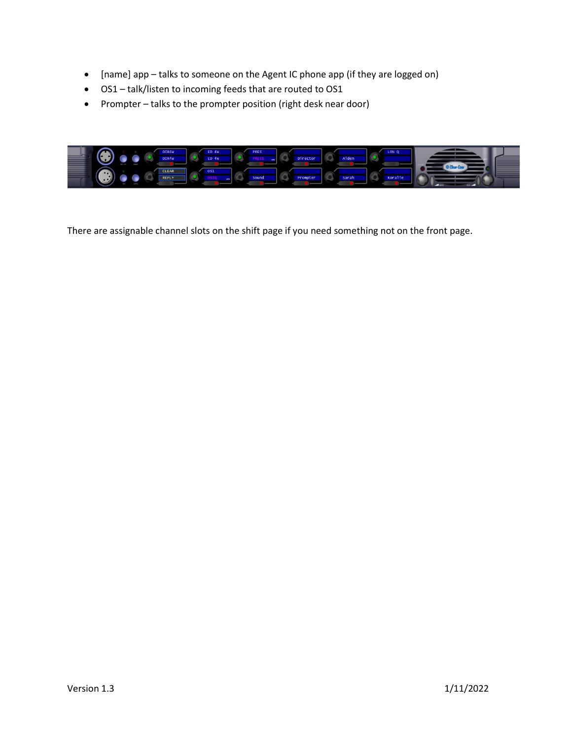- [name] app – talks to someone on the Agent IC phone app (if they are logged on)
- OS1 – talk/listen to incoming feeds that are routed to OS1
- Prompter – talks to the prompter position (right desk near door)

There are assignable channel slots on the shift page if you need something not on the front page.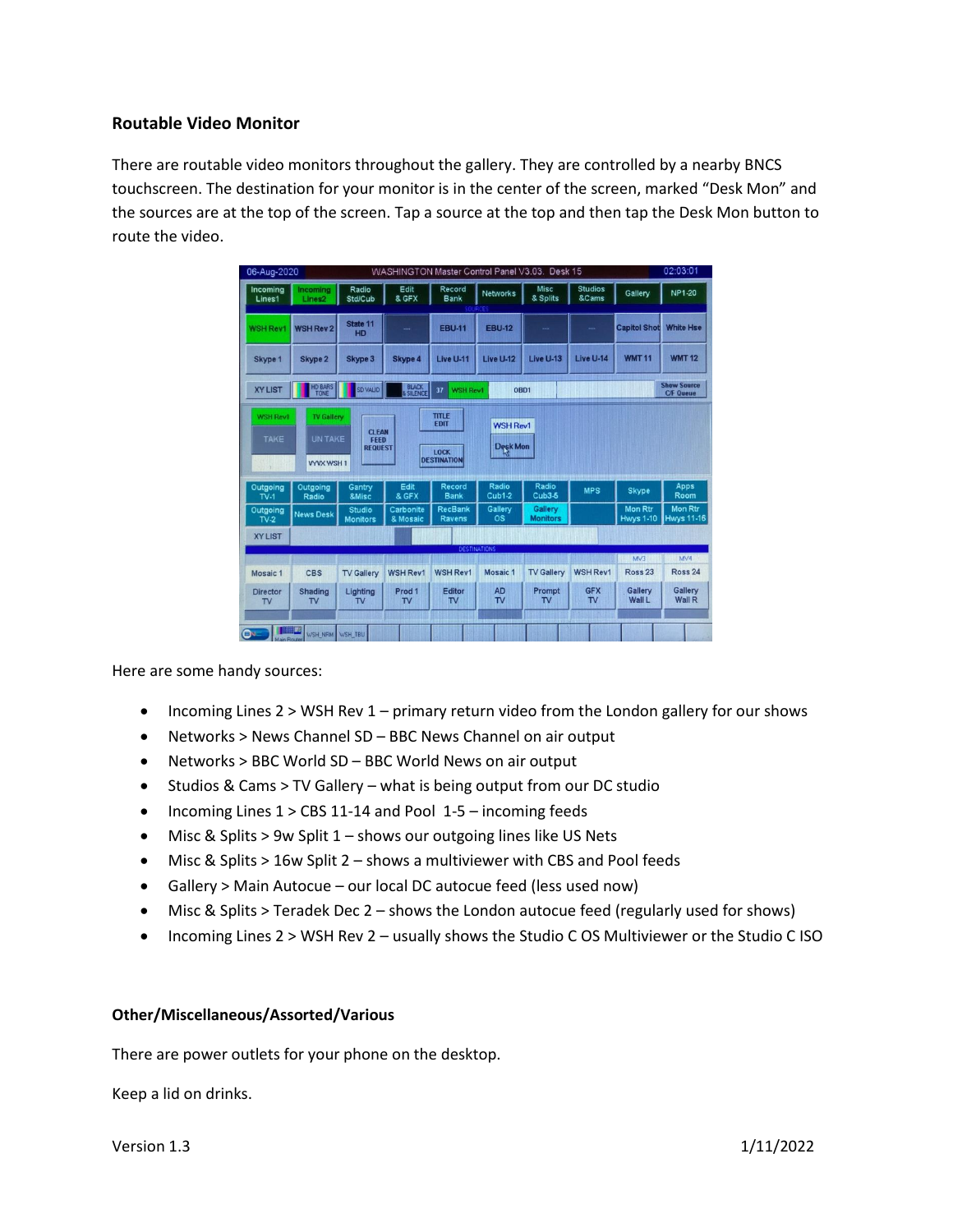### Routable Video Monitor

There are routable video monitors throughout the gallery. They are controlled by a nearby BNCS touchscreen. The destination for your monitor is in the center of the screen, marked "Desk Mon" and the sources are at the top of the screen. Tap a source at the top and then tap the Desk Mon button to route the video.

Here are some handy sources:

- Incoming Lines 2 > WSH Rev 1 – primary return video from the London gallery for our shows
- Networks > News Channel SD – BBC News Channel on air output
- Networks > BBC World SD – BBC World News on air output
- Studios & Cams > TV Gallery – what is being output from our DC studio
- Incoming Lines 1 > CBS 11-14 and Pool 1-5 – incoming feeds
- Misc & Splits > 9w Split 1 – shows our outgoing lines like US Nets
- Misc & Splits > 16w Split 2 – shows a multiviewer with CBS and Pool feeds
- Gallery > Main Autocue – our local DC autocue feed (less used now)
- Misc & Splits > Teradek Dec 2 – shows the London autocue feed (regularly used for shows)
- Incoming Lines 2 > WSH Rev 2 – usually shows the Studio C OS Multiviewer or the Studio C ISO

### Other/Miscellaneous/Assorted/Various

There are power outlets for your phone on the desktop.

Keep a lid on drinks.

Version 1.3 1/11/2022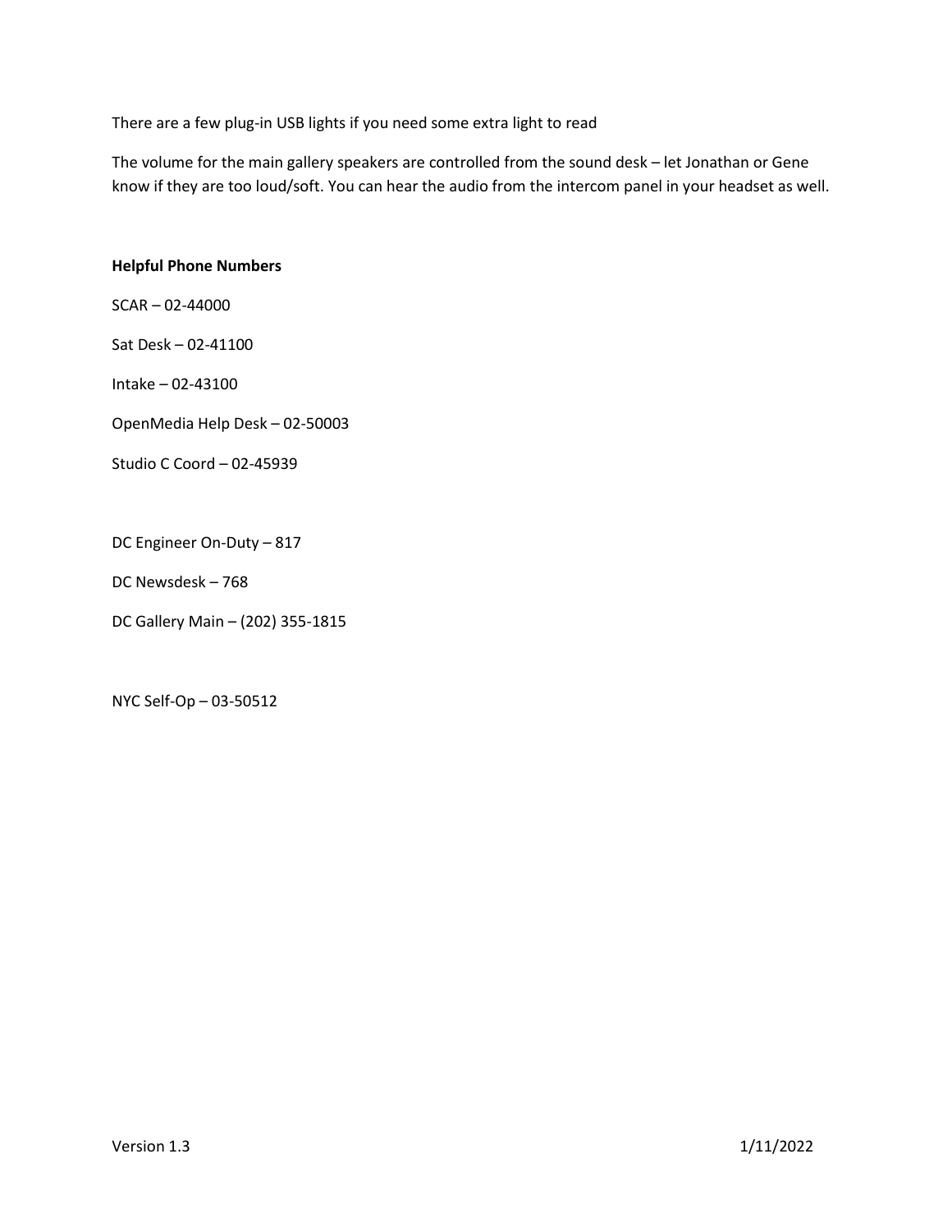There are a few plug-in USB lights if you need some extra light to read

The volume for the main gallery speakers are controlled from the sound desk – let Jonathan or Gene know if they are too loud/soft. You can hear the audio from the intercom panel in your headset as well.

**Helpful Phone Numbers**

SCAR – 02-44000

Sat Desk – 02-41100

Intake – 02-43100

OpenMedia Help Desk – 02-50003

Studio C Coord – 02-45939

DC Engineer On-Duty – 817

DC Newsdesk – 768

DC Gallery Main – (202) 355-1815

NYC Self-Op – 03-50512

Version 1.3 1/11/2022